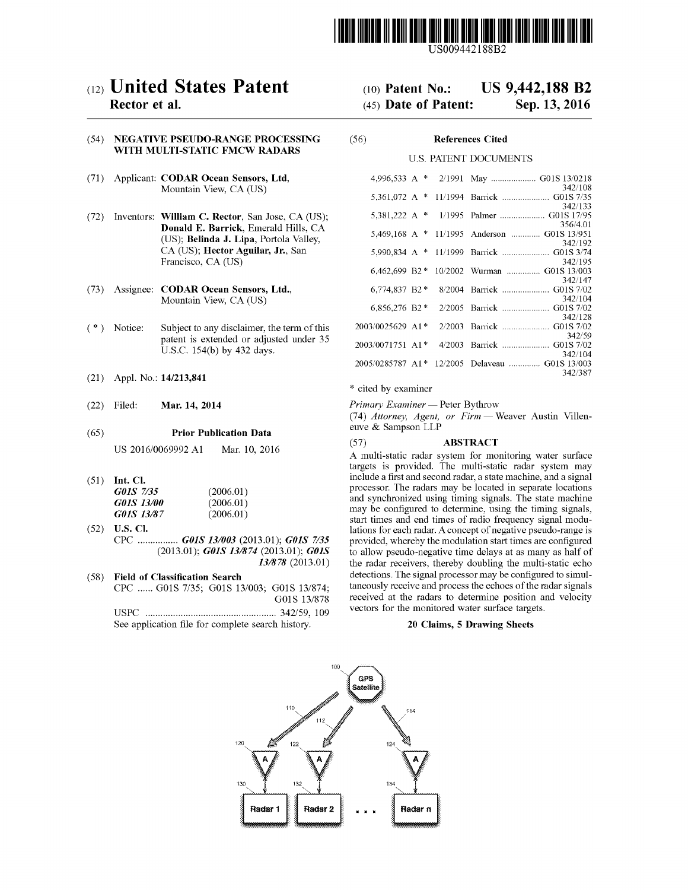US009442188B2

# (12) United States Patent
**Rector et al.**

(10) **Patent No.: US 9,442,188 B2**

(45) **Date of Patent: Sep. 13, 2016**

(54) **NEGATIVE PSEUDO-RANGE PROCESSING WITH MULTI-STATIC FMCW RADARS**

(71) Applicant: **CODAR Ocean Sensors, Ltd**, Mountain View, CA (US)

(72) Inventors: **William C. Rector**, San Jose, CA (US); **Donald E. Barrick**, Emerald Hills, CA (US); **Belinda J. Lipa**, Portola Valley, CA (US); **Hector Aguilar, Jr.**, San Francisco, CA (US)

(73) Assignee: **CODAR Ocean Sensors, Ltd.**, Mountain View, CA (US)

( * ) Notice: Subject to any disclaimer, the term of this patent is extended or adjusted under 35 U.S.C. 154(b) by 432 days.

(21) Appl. No.: **14/213,841**

(22) Filed: **Mar. 14, 2014**

(65) **Prior Publication Data**

US 2016/0069992 A1 Mar. 10, 2016

(51) **Int. Cl.**

| | |
|---|---|
| *G01S 7/35* | (2006.01) |
| *G01S 13/00* | (2006.01) |
| *G01S 13/87* | (2006.01) |

(52) **U.S. Cl.**

CPC ................ ***G01S 13/003*** (2013.01); ***G01S 7/35*** (2013.01); ***G01S 13/874*** (2013.01); ***G01S 13/878*** (2013.01)

(58) **Field of Classification Search**

CPC ...... G01S 7/35; G01S 13/003; G01S 13/874; G01S 13/878

USPC .................................................... 342/59, 109

See application file for complete search history.

(56) **References Cited**

U.S. PATENT DOCUMENTS

| | | | | |
|---|---|---|---|---|
| 4,996,533 A * | 2/1991 | May | G01S 13/0218 | 342/108 |
| 5,361,072 A * | 11/1994 | Barrick | G01S 7/35 | 342/133 |
| 5,381,222 A * | 1/1995 | Palmer | G01S 17/95 | 356/4.01 |
| 5,469,168 A * | 11/1995 | Anderson | G01S 13/951 | 342/192 |
| 5,990,834 A * | 11/1999 | Barrick | G01S 3/74 | 342/195 |
| 6,462,699 B2 * | 10/2002 | Wurman | G01S 13/003 | 342/147 |
| 6,774,837 B2 * | 8/2004 | Barrick | G01S 7/02 | 342/104 |
| 6,856,276 B2 * | 2/2005 | Barrick | G01S 7/02 | 342/128 |
| 2003/0025629 A1 * | 2/2003 | Barrick | G01S 7/02 | 342/59 |
| 2003/0071751 A1 * | 4/2003 | Barrick | G01S 7/02 | 342/104 |
| 2005/0285787 A1 * | 12/2005 | Delaveau | G01S 13/003 | 342/387 |

\* cited by examiner

*Primary Examiner* — Peter Bythrow

(74) *Attorney, Agent, or Firm* — Weaver Austin Villeneuve & Sampson LLP

(57) **ABSTRACT**

A multi-static radar system for monitoring water surface targets is provided. The multi-static radar system may include a first and second radar, a state machine, and a signal processor. The radars may be located in separate locations and synchronized using timing signals. The state machine may be configured to determine, using the timing signals, start times and end times of radio frequency signal modulations for each radar. A concept of negative pseudo-range is provided, whereby the modulation start times are configured to allow pseudo-negative time delays at as many as half of the radar receivers, thereby doubling the multi-static echo detections. The signal processor may be configured to simultaneously receive and process the echoes of the radar signals received at the radars to determine position and velocity vectors for the monitored water surface targets.

**20 Claims, 5 Drawing Sheets**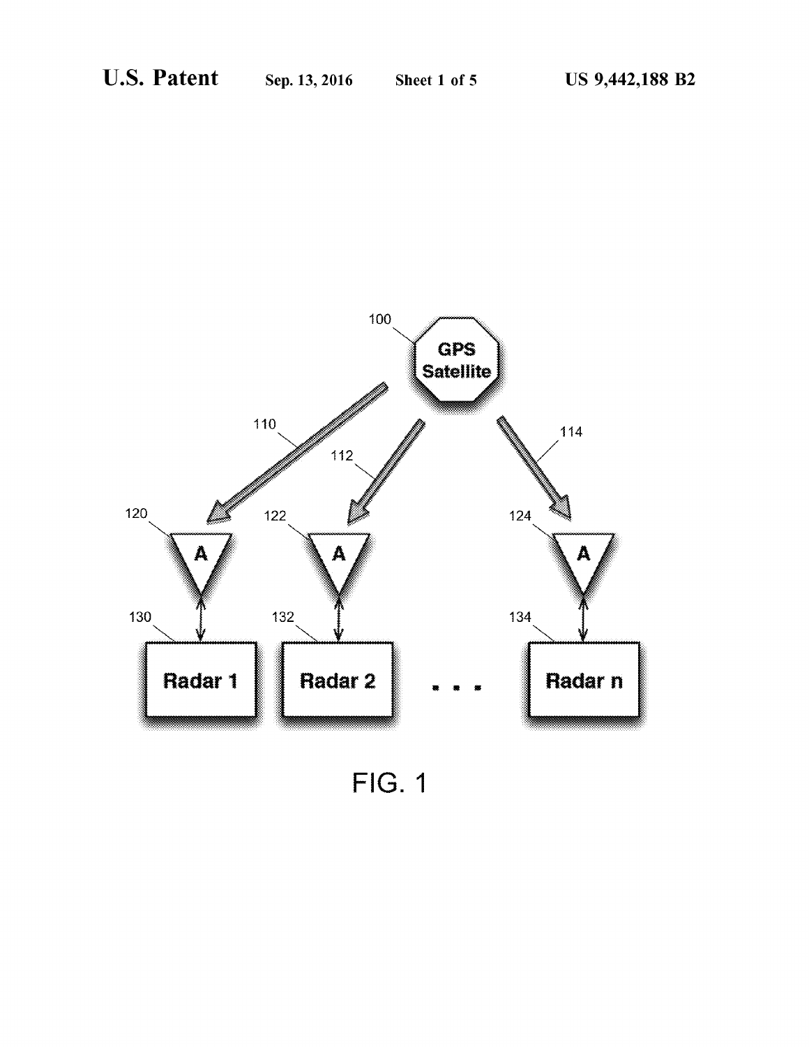100

GPS Satellite

110

112

114

120

122

124

A

A

A

130

132

134

Radar 1

Radar 2

. . .

Radar n

FIG. 1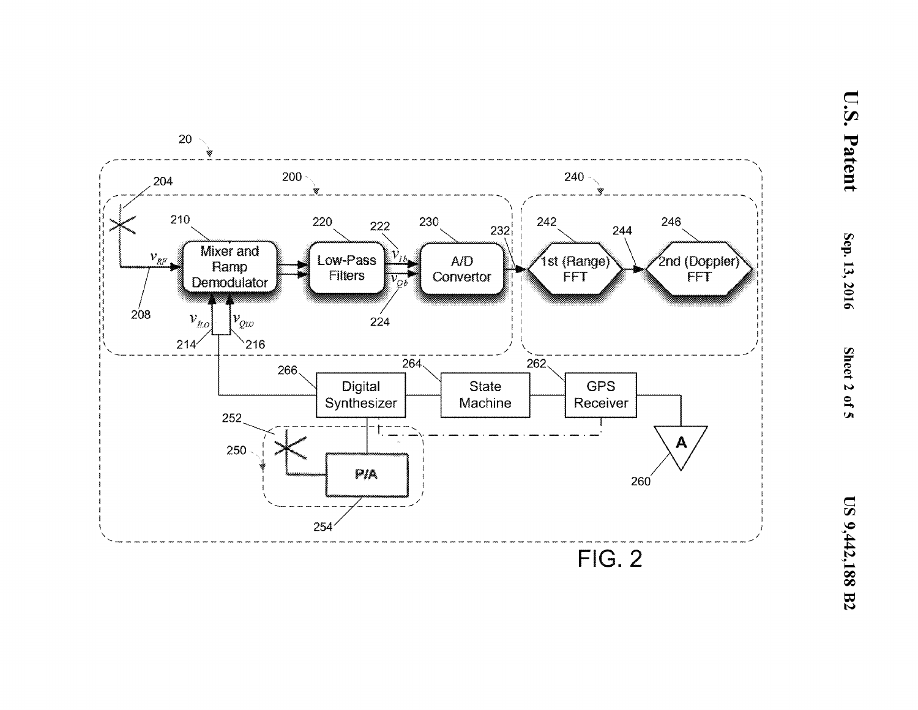FIG. 2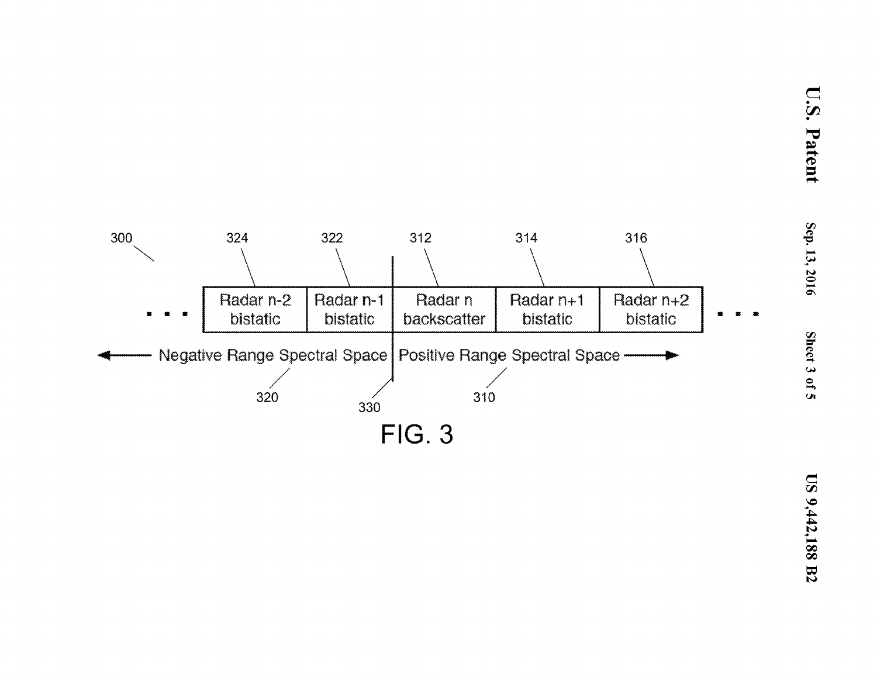300

| 324 | 322 | 312 | 314 | 316 |
|---|---|---|---|---|
| Radar n-2 bistatic | Radar n-1 bistatic | Radar n backscatter | Radar n+1 bistatic | Radar n+2 bistatic |

← Negative Range Spectral Space (320) | (330) | Positive Range Spectral Space (310) →

FIG. 3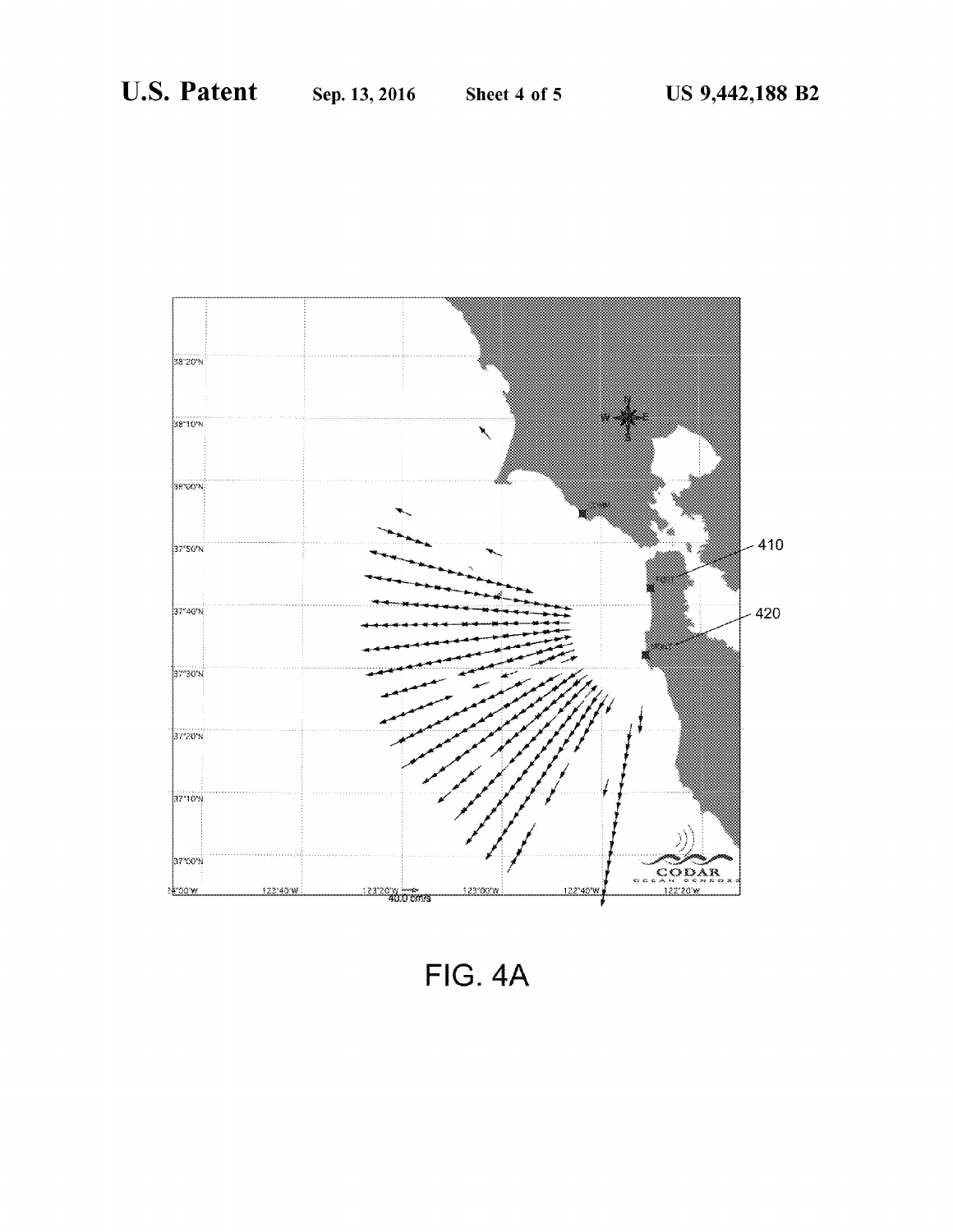FIG. 4A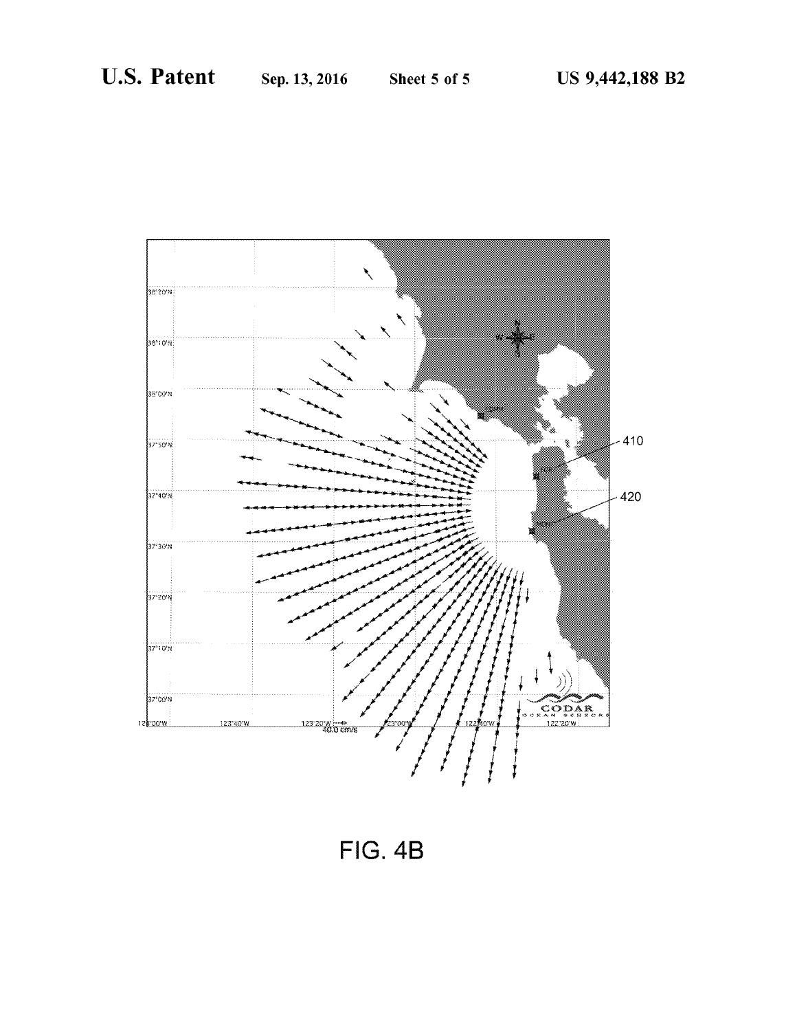FIG. 4B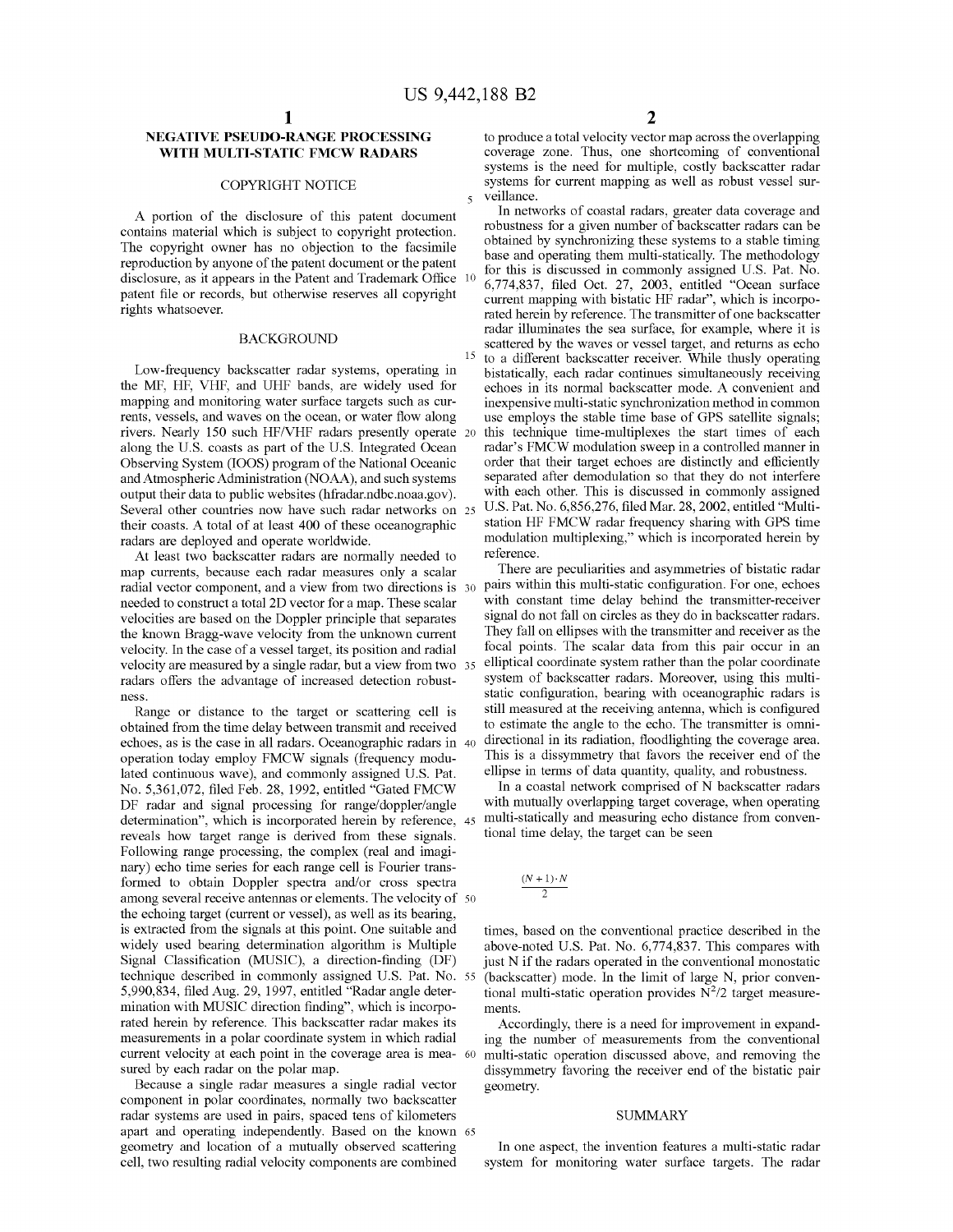# NEGATIVE PSEUDO-RANGE PROCESSING WITH MULTI-STATIC FMCW RADARS

## COPYRIGHT NOTICE

A portion of the disclosure of this patent document contains material which is subject to copyright protection. The copyright owner has no objection to the facsimile reproduction by anyone of the patent document or the patent disclosure, as it appears in the Patent and Trademark Office patent file or records, but otherwise reserves all copyright rights whatsoever.

## BACKGROUND

Low-frequency backscatter radar systems, operating in the MF, HF, VHF, and UHF bands, are widely used for mapping and monitoring water surface targets such as currents, vessels, and waves on the ocean, or water flow along rivers. Nearly 150 such HF/VHF radars presently operate along the U.S. coasts as part of the U.S. Integrated Ocean Observing System (IOOS) program of the National Oceanic and Atmospheric Administration (NOAA), and such systems output their data to public websites (hfradar.ndbc.noaa.gov). Several other countries now have such radar networks on their coasts. A total of at least 400 of these oceanographic radars are deployed and operate worldwide.

At least two backscatter radars are normally needed to map currents, because each radar measures only a scalar radial vector component, and a view from two directions is needed to construct a total 2D vector for a map. These scalar velocities are based on the Doppler principle that separates the known Bragg-wave velocity from the unknown current velocity. In the case of a vessel target, its position and radial velocity are measured by a single radar, but a view from two radars offers the advantage of increased detection robustness.

Range or distance to the target or scattering cell is obtained from the time delay between transmit and received echoes, as is the case in all radars. Oceanographic radars in operation today employ FMCW signals (frequency modulated continuous wave), and commonly assigned U.S. Pat. No. 5,361,072, filed Feb. 28, 1992, entitled "Gated FMCW DF radar and signal processing for range/doppler/angle determination", which is incorporated herein by reference, reveals how target range is derived from these signals. Following range processing, the complex (real and imaginary) echo time series for each range cell is Fourier transformed to obtain Doppler spectra and/or cross spectra among several receive antennas or elements. The velocity of the echoing target (current or vessel), as well as its bearing, is extracted from the signals at this point. One suitable and widely used bearing determination algorithm is Multiple Signal Classification (MUSIC), a direction-finding (DF) technique described in commonly assigned U.S. Pat. No. 5,990,834, filed Aug. 29, 1997, entitled "Radar angle determination with MUSIC direction finding", which is incorporated herein by reference. This backscatter radar makes its measurements in a polar coordinate system in which radial current velocity at each point in the coverage area is measured by each radar on the polar map.

Because a single radar measures a single radial vector component in polar coordinates, normally two backscatter radar systems are used in pairs, spaced tens of kilometers apart and operating independently. Based on the known geometry and location of a mutually observed scattering cell, two resulting radial velocity components are combined to produce a total velocity vector map across the overlapping coverage zone. Thus, one shortcoming of conventional systems is the need for multiple, costly backscatter radar systems for current mapping as well as robust vessel surveillance.

In networks of coastal radars, greater data coverage and robustness for a given number of backscatter radars can be obtained by synchronizing these systems to a stable timing base and operating them multi-statically. The methodology for this is discussed in commonly assigned U.S. Pat. No. 6,774,837, filed Oct. 27, 2003, entitled "Ocean surface current mapping with bistatic HF radar", which is incorporated herein by reference. The transmitter of one backscatter radar illuminates the sea surface, for example, where it is scattered by the waves or vessel target, and returns as echo to a different backscatter receiver. While thusly operating bistatically, each radar continues simultaneously receiving echoes in its normal backscatter mode. A convenient and inexpensive multi-static synchronization method in common use employs the stable time base of GPS satellite signals; this technique time-multiplexes the start times of each radar's FMCW modulation sweep in a controlled manner in order that their target echoes are distinctly and efficiently separated after demodulation so that they do not interfere with each other. This is discussed in commonly assigned U.S. Pat. No. 6,856,276, filed Mar. 28, 2002, entitled "Multi-station HF FMCW radar frequency sharing with GPS time modulation multiplexing," which is incorporated herein by reference.

There are peculiarities and asymmetries of bistatic radar pairs within this multi-static configuration. For one, echoes with constant time delay behind the transmitter-receiver signal do not fall on circles as they do in backscatter radars. They fall on ellipses with the transmitter and receiver as the focal points. The scalar data from this pair occur in an elliptical coordinate system rather than the polar coordinate system of backscatter radars. Moreover, using this multi-static configuration, bearing with oceanographic radars is still measured at the receiving antenna, which is configured to estimate the angle to the echo. The transmitter is omni-directional in its radiation, floodlighting the coverage area. This is a dissymmetry that favors the receiver end of the ellipse in terms of data quantity, quality, and robustness.

In a coastal network comprised of N backscatter radars with mutually overlapping target coverage, when operating multi-statically and measuring echo distance from conventional time delay, the target can be seen

$$\frac{(N+1)\cdot N}{2}$$

times, based on the conventional practice described in the above-noted U.S. Pat. No. 6,774,837. This compares with just N if the radars operated in the conventional monostatic (backscatter) mode. In the limit of large N, prior conventional multi-static operation provides $N^2/2$ target measurements.

Accordingly, there is a need for improvement in expanding the number of measurements from the conventional multi-static operation discussed above, and removing the dissymmetry favoring the receiver end of the bistatic pair geometry.

## SUMMARY

In one aspect, the invention features a multi-static radar system for monitoring water surface targets. The radar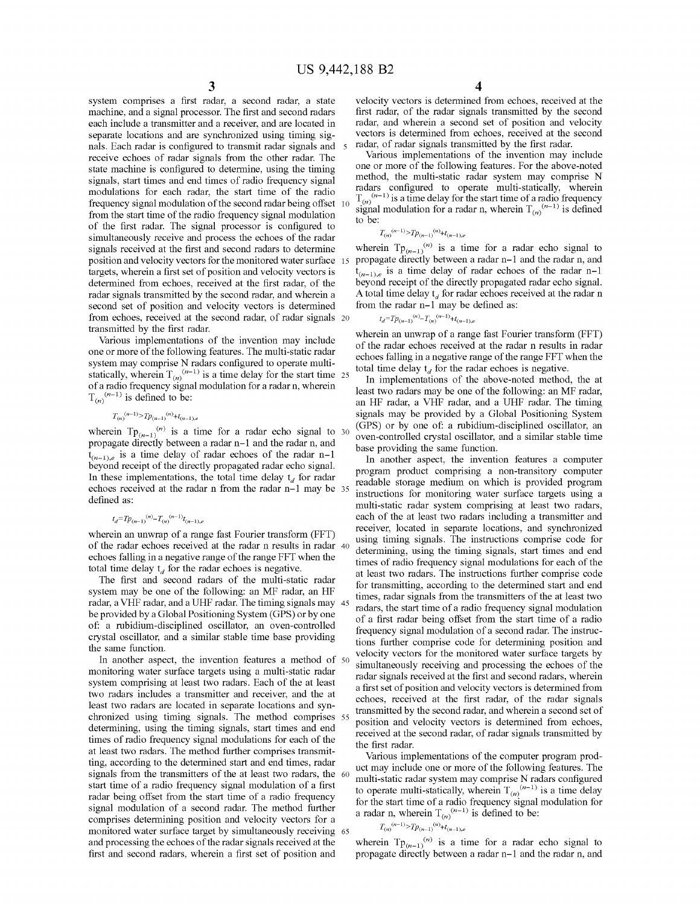system comprises a first radar, a second radar, a state machine, and a signal processor. The first and second radars each include a transmitter and a receiver, and are located in separate locations and are synchronized using timing signals. Each radar is configured to transmit radar signals and receive echoes of radar signals from the other radar. The state machine is configured to determine, using the timing signals, start times and end times of radio frequency signal modulations for each radar, the start time of the radio frequency signal modulation of the second radar being offset from the start time of the radio frequency signal modulation of the first radar. The signal processor is configured to simultaneously receive and process the echoes of the radar signals received at the first and second radars to determine position and velocity vectors for the monitored water surface targets, wherein a first set of position and velocity vectors is determined from echoes, received at the first radar, of the radar signals transmitted by the second radar, and wherein a second set of position and velocity vectors is determined from echoes, received at the second radar, of radar signals transmitted by the first radar.

Various implementations of the invention may include one or more of the following features. The multi-static radar system may comprise N radars configured to operate multi-statically, wherein $T_{(n)}^{(n-1)}$ is a time delay for the start time of a radio frequency signal modulation for a radar n, wherein $T_{(n)}^{(n-1)}$ is defined to be:

$$T_{(n)}^{(n-1)} > Tp_{(n-1)}^{(n)} + t_{(n-1),e}$$

wherein $Tp_{(n-1)}^{(n)}$ is a time for a radar echo signal to propagate directly between a radar n−1 and the radar n, and $t_{(n-1),e}$ is a time delay of radar echoes of the radar n−1 beyond receipt of the directly propagated radar echo signal. In these implementations, the total time delay $t_d$ for radar echoes received at the radar n from the radar n−1 may be defined as:

$$t_d = Tp_{(n-1)}^{(n)} - T_{(n)}^{(n-1)} t_{(n-1),e}$$

wherein an unwrap of a range fast Fourier transform (FFT) of the radar echoes received at the radar n results in radar echoes falling in a negative range of the range FFT when the total time delay $t_d$ for the radar echoes is negative.

The first and second radars of the multi-static radar system may be one of the following: an MF radar, an HF radar, a VHF radar, and a UHF radar. The timing signals may be provided by a Global Positioning System (GPS) or by one of: a rubidium-disciplined oscillator, an oven-controlled crystal oscillator, and a similar stable time base providing the same function.

In another aspect, the invention features a method of monitoring water surface targets using a multi-static radar system comprising at least two radars. Each of the at least two radars includes a transmitter and receiver, and the at least two radars are located in separate locations and synchronized using timing signals. The method comprises determining, using the timing signals, start times and end times of radio frequency signal modulations for each of the at least two radars. The method further comprises transmitting, according to the determined start and end times, radar signals from the transmitters of the at least two radars, the start time of a radio frequency signal modulation of a first radar being offset from the start time of a radio frequency signal modulation of a second radar. The method further comprises determining position and velocity vectors for a monitored water surface target by simultaneously receiving and processing the echoes of the radar signals received at the first and second radars, wherein a first set of position and velocity vectors is determined from echoes, received at the first radar, of the radar signals transmitted by the second radar, and wherein a second set of position and velocity vectors is determined from echoes, received at the second radar, of radar signals transmitted by the first radar.

Various implementations of the invention may include one or more of the following features. For the above-noted method, the multi-static radar system may comprise N radars configured to operate multi-statically, wherein $T_{(n)}^{(n-1)}$ is a time delay for the start time of a radio frequency signal modulation for a radar n, wherein $T_{(n)}^{(n-1)}$ is defined to be:

$$T_{(n)}^{(n-1)} > Tp_{(n-1)}^{(n)} + t_{(n-1),e}$$

wherein $Tp_{(n-1)}^{(n)}$ is a time for a radar echo signal to propagate directly between a radar n−1 and the radar n, and $t_{(n-1),e}$ is a time delay of radar echoes of the radar n−1 beyond receipt of the directly propagated radar echo signal. A total time delay $t_d$ for radar echoes received at the radar n from the radar n−1 may be defined as:

$$t_d = Tp_{(n-1)}^{(n)} - T_{(n)}^{(n-1)} + t_{(n-1),e}$$

wherein an unwrap of a range fast Fourier transform (FFT) of the radar echoes received at the radar n results in radar echoes falling in a negative range of the range FFT when the total time delay $t_d$ for the radar echoes is negative.

In implementations of the above-noted method, the at least two radars may be one of the following: an MF radar, an HF radar, a VHF radar, and a UHF radar. The timing signals may be provided by a Global Positioning System (GPS) or by one of: a rubidium-disciplined oscillator, an oven-controlled crystal oscillator, and a similar stable time base providing the same function.

In another aspect, the invention features a computer program product comprising a non-transitory computer readable storage medium on which is provided program instructions for monitoring water surface targets using a multi-static radar system comprising at least two radars, each of the at least two radars including a transmitter and receiver, located in separate locations, and synchronized using timing signals. The instructions comprise code for determining, using the timing signals, start times and end times of radio frequency signal modulations for each of the at least two radars. The instructions further comprise code for transmitting, according to the determined start and end times, radar signals from the transmitters of the at least two radars, the start time of a radio frequency signal modulation of a first radar being offset from the start time of a radio frequency signal modulation of a second radar. The instructions further comprise code for determining position and velocity vectors for the monitored water surface targets by simultaneously receiving and processing the echoes of the radar signals received at the first and second radars, wherein a first set of position and velocity vectors is determined from echoes, received at the first radar, of the radar signals transmitted by the second radar, and wherein a second set of position and velocity vectors is determined from echoes, received at the second radar, of radar signals transmitted by the first radar.

Various implementations of the computer program product may include one or more of the following features. The multi-static radar system may comprise N radars configured to operate multi-statically, wherein $T_{(n)}^{(n-1)}$ is a time delay for the start time of a radio frequency signal modulation for a radar n, wherein $T_{(n)}^{(n-1)}$ is defined to be:

$$T_{(n)}^{(n-1)} > Tp_{(n-1)}^{(n)} + t_{(n-1),e}$$

wherein $Tp_{(n-1)}^{(n)}$ is a time for a radar echo signal to propagate directly between a radar n−1 and the radar n, and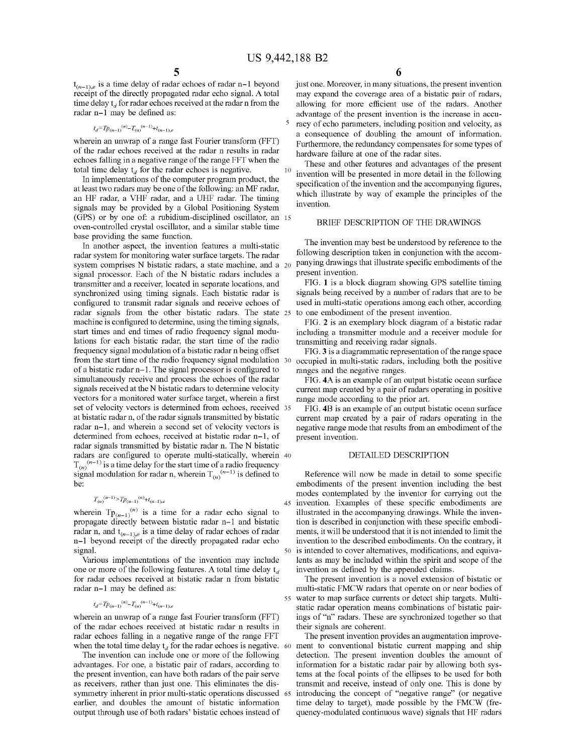$t_{(n-1),e}$ is a time delay of radar echoes of radar n−1 beyond receipt of the directly propagated radar echo signal. A total time delay $t_d$ for radar echoes received at the radar n from the radar n−1 may be defined as:

$$t_d = Tp_{(n-1)}^{(n)} - T_{(n)}^{(n-1)} + t_{(n-1),e}$$

wherein an unwrap of a range fast Fourier transform (FFT) of the radar echoes received at the radar n results in radar echoes falling in a negative range of the range FFT when the total time delay $t_d$ for the radar echoes is negative.

In implementations of the computer program product, the at least two radars may be one of the following: an MF radar, an HF radar, a VHF radar, and a UHF radar. The timing signals may be provided by a Global Positioning System (GPS) or by one of: a rubidium-disciplined oscillator, an oven-controlled crystal oscillator, and a similar stable time base providing the same function.

In another aspect, the invention features a multi-static radar system for monitoring water surface targets. The radar system comprises N bistatic radars, a state machine, and a signal processor. Each of the N bistatic radars includes a transmitter and a receiver, located in separate locations, and synchronized using timing signals. Each bistatic radar is configured to transmit radar signals and receive echoes of radar signals from the other bistatic radars. The state machine is configured to determine, using the timing signals, start times and end times of radio frequency signal modulations for each bistatic radar, the start time of the radio frequency signal modulation of a bistatic radar n being offset from the start time of the radio frequency signal modulation of a bistatic radar n−1. The signal processor is configured to simultaneously receive and process the echoes of the radar signals received at the N bistatic radars to determine velocity vectors for a monitored water surface target, wherein a first set of velocity vectors is determined from echoes, received at bistatic radar n, of the radar signals transmitted by bistatic radar n−1, and wherein a second set of velocity vectors is determined from echoes, received at bistatic radar n−1, of radar signals transmitted by bistatic radar n. The N bistatic radars are configured to operate multi-statically, wherein $T_{(n)}^{(n-1)}$ is a time delay for the start time of a radio frequency signal modulation for radar n, wherein $T_{(n)}^{(n-1)}$ is defined to be:

$$T_{(n)}^{(n-1)} > Tp_{(n-1)}^{(n)} + t_{(n-1),e}$$

wherein $Tp_{(n-1)}^{(n)}$ is a time for a radar echo signal to propagate directly between bistatic radar n−1 and bistatic radar n, and $t_{(n-1),e}$ is a time delay of radar echoes of radar n−1 beyond receipt of the directly propagated radar echo signal.

Various implementations of the invention may include one or more of the following features. A total time delay $t_d$ for radar echoes received at bistatic radar n from bistatic radar n−1 may be defined as:

$$t_d = Tp_{(n-1)}^{(n)} - T_{(n)}^{(n-1)} + t_{(n-1),e}$$

wherein an unwrap of a range fast Fourier transform (FFT) of the radar echoes received at bistatic radar n results in radar echoes falling in a negative range of the range FFT when the total time delay $t_d$ for the radar echoes is negative.

The invention can include one or more of the following advantages. For one, a bistatic pair of radars, according to the present invention, can have both radars of the pair serve as receivers, rather than just one. This eliminates the dissymmetry inherent in prior multi-static operations discussed earlier, and doubles the amount of bistatic information output through use of both radars' bistatic echoes instead of just one. Moreover, in many situations, the present invention may expand the coverage area of a bistatic pair of radars, allowing for more efficient use of the radars. Another advantage of the present invention is the increase in accuracy of echo parameters, including position and velocity, as a consequence of doubling the amount of information. Furthermore, the redundancy compensates for some types of hardware failure at one of the radar sites.

These and other features and advantages of the present invention will be presented in more detail in the following specification of the invention and the accompanying figures, which illustrate by way of example the principles of the invention.

## BRIEF DESCRIPTION OF THE DRAWINGS

The invention may best be understood by reference to the following description taken in conjunction with the accompanying drawings that illustrate specific embodiments of the present invention.

FIG. 1 is a block diagram showing GPS satellite timing signals being received by a number of radars that are to be used in multi-static operations among each other, according to one embodiment of the present invention.

FIG. 2 is an exemplary block diagram of a bistatic radar including a transmitter module and a receiver module for transmitting and receiving radar signals.

FIG. 3 is a diagrammatic representation of the range space occupied in multi-static radars, including both the positive ranges and the negative ranges.

FIG. 4A is an example of an output bistatic ocean surface current map created by a pair of radars operating in positive range mode according to the prior art.

FIG. 4B is an example of an output bistatic ocean surface current map created by a pair of radars operating in the negative range mode that results from an embodiment of the present invention.

## DETAILED DESCRIPTION

Reference will now be made in detail to some specific embodiments of the present invention including the best modes contemplated by the inventor for carrying out the invention. Examples of these specific embodiments are illustrated in the accompanying drawings. While the invention is described in conjunction with these specific embodiments, it will be understood that it is not intended to limit the invention to the described embodiments. On the contrary, it is intended to cover alternatives, modifications, and equivalents as may be included within the spirit and scope of the invention as defined by the appended claims.

The present invention is a novel extension of bistatic or multi-static FMCW radars that operate on or near bodies of water to map surface currents or detect ship targets. Multi-static radar operation means combinations of bistatic pairings of "n" radars. These are synchronized together so that their signals are coherent.

The present invention provides an augmentation improvement to conventional bistatic current mapping and ship detection. The present invention doubles the amount of information for a bistatic radar pair by allowing both systems at the focal points of the ellipses to be used for both transmit and receive, instead of only one. This is done by introducing the concept of "negative range" (or negative time delay to target), made possible by the FMCW (frequency-modulated continuous wave) signals that HF radars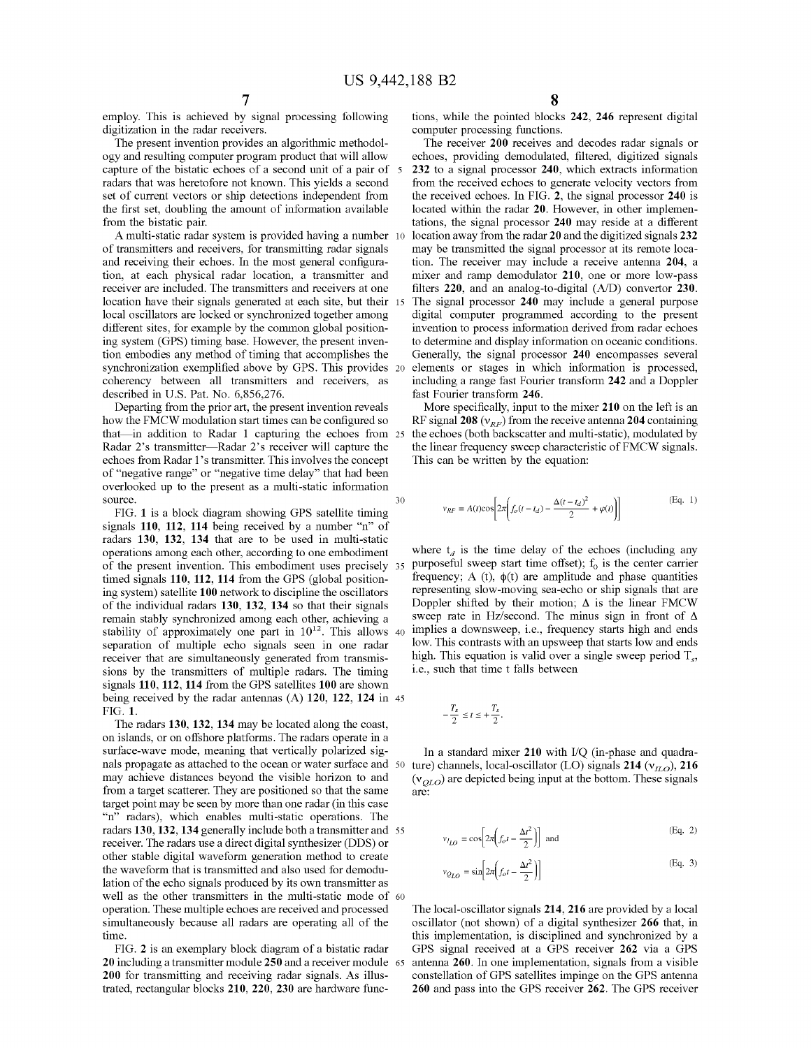employ. This is achieved by signal processing following digitization in the radar receivers.

The present invention provides an algorithmic methodology and resulting computer program product that will allow capture of the bistatic echoes of a second unit of a pair of radars that was heretofore not known. This yields a second set of current vectors or ship detections independent from the first set, doubling the amount of information available from the bistatic pair.

A multi-static radar system is provided having a number of transmitters and receivers, for transmitting radar signals and receiving their echoes. In the most general configuration, at each physical radar location, a transmitter and receiver are included. The transmitters and receivers at one location have their signals generated at each site, but their local oscillators are locked or synchronized together among different sites, for example by the common global positioning system (GPS) timing base. However, the present invention embodies any method of timing that accomplishes the synchronization exemplified above by GPS. This provides coherency between all transmitters and receivers, as described in U.S. Pat. No. 6,856,276.

Departing from the prior art, the present invention reveals how the FMCW modulation start times can be configured so that—in addition to Radar 1 capturing the echoes from Radar 2's transmitter—Radar 2's receiver will capture the echoes from Radar 1's transmitter. This involves the concept of "negative range" or "negative time delay" that had been overlooked up to the present as a multi-static information source.

FIG. 1 is a block diagram showing GPS satellite timing signals **110**, **112**, **114** being received by a number "n" of radars **130**, **132**, **134** that are to be used in multi-static operations among each other, according to one embodiment of the present invention. This embodiment uses precisely timed signals **110**, **112**, **114** from the GPS (global positioning system) satellite **100** network to discipline the oscillators of the individual radars **130**, **132**, **134** so that their signals remain stably synchronized among each other, achieving a stability of approximately one part in $10^{12}$. This allows separation of multiple echo signals seen in one radar receiver that are simultaneously generated from transmissions by the transmitters of multiple radars. The timing signals **110**, **112**, **114** from the GPS satellites **100** are shown being received by the radar antennas (A) **120**, **122**, **124** in FIG. **1**.

The radars **130**, **132**, **134** may be located along the coast, on islands, or on offshore platforms. The radars operate in a surface-wave mode, meaning that vertically polarized signals propagate as attached to the ocean or water surface and may achieve distances beyond the visible horizon to and from a target scatterer. They are positioned so that the same target point may be seen by more than one radar (in this case "n" radars), which enables multi-static operations. The radars **130**, **132**, **134** generally include both a transmitter and receiver. The radars use a direct digital synthesizer (DDS) or other stable digital waveform generation method to create the waveform that is transmitted and also used for demodulation of the echo signals produced by its own transmitter as well as the other transmitters in the multi-static mode of operation. These multiple echoes are received and processed simultaneously because all radars are operating all of the time.

FIG. 2 is an exemplary block diagram of a bistatic radar **20** including a transmitter module **250** and a receiver module **200** for transmitting and receiving radar signals. As illustrated, rectangular blocks **210**, **220**, **230** are hardware functions, while the pointed blocks **242**, **246** represent digital computer processing functions.

The receiver **200** receives and decodes radar signals or echoes, providing demodulated, filtered, digitized signals **232** to a signal processor **240**, which extracts information from the received echoes to generate velocity vectors from the received echoes. In FIG. **2**, the signal processor **240** is located within the radar **20**. However, in other implementations, the signal processor **240** may reside at a different location away from the radar **20** and the digitized signals **232** may be transmitted the signal processor at its remote location. The receiver may include a receive antenna **204**, a mixer and ramp demodulator **210**, one or more low-pass filters **220**, and an analog-to-digital (A/D) convertor **230**. The signal processor **240** may include a general purpose digital computer programmed according to the present invention to process information derived from radar echoes to determine and display information on oceanic conditions. Generally, the signal processor **240** encompasses several elements or stages in which information is processed, including a range fast Fourier transform **242** and a Doppler fast Fourier transform **246**.

More specifically, input to the mixer **210** on the left is an RF signal **208** ($v_{RF}$) from the receive antenna **204** containing the echoes (both backscatter and multi-static), modulated by the linear frequency sweep characteristic of FMCW signals. This can be written by the equation:

$$v_{RF} = A(t)\cos\left[2\pi\left(f_o(t-t_d) - \frac{\Delta(t-t_d)^2}{2} + \varphi(t)\right)\right] \tag{Eq. 1}$$

where $t_d$ is the time delay of the echoes (including any purposeful sweep start time offset); $f_0$ is the center carrier frequency; A (t), $\phi(t)$ are amplitude and phase quantities representing slow-moving sea-echo or ship signals that are Doppler shifted by their motion; $\Delta$ is the linear FMCW sweep rate in Hz/second. The minus sign in front of $\Delta$ implies a downsweep, i.e., frequency starts high and ends low. This contrasts with an upsweep that starts low and ends high. This equation is valid over a single sweep period $T_s$, i.e., such that time t falls between

$$-\frac{T_s}{2} \le t \le +\frac{T_s}{2}.$$

In a standard mixer **210** with I/Q (in-phase and quadrature) channels, local-oscillator (LO) signals **214** ($v_{ILO}$), **216** ($v_{QLO}$) are depicted being input at the bottom. These signals are:

$$v_{ILO} = \cos\left[2\pi\left(f_o t - \frac{\Delta t^2}{2}\right)\right] \text{ and} \tag{Eq. 2}$$

$$v_{QLO} = \sin\left[2\pi\left(f_o t - \frac{\Delta t^2}{2}\right)\right] \tag{Eq. 3}$$

The local-oscillator signals **214**, **216** are provided by a local oscillator (not shown) of a digital synthesizer **266** that, in this implementation, is disciplined and synchronized by a GPS signal received at a GPS receiver **262** via a GPS antenna **260**. In one implementation, signals from a visible constellation of GPS satellites impinge on the GPS antenna **260** and pass into the GPS receiver **262**. The GPS receiver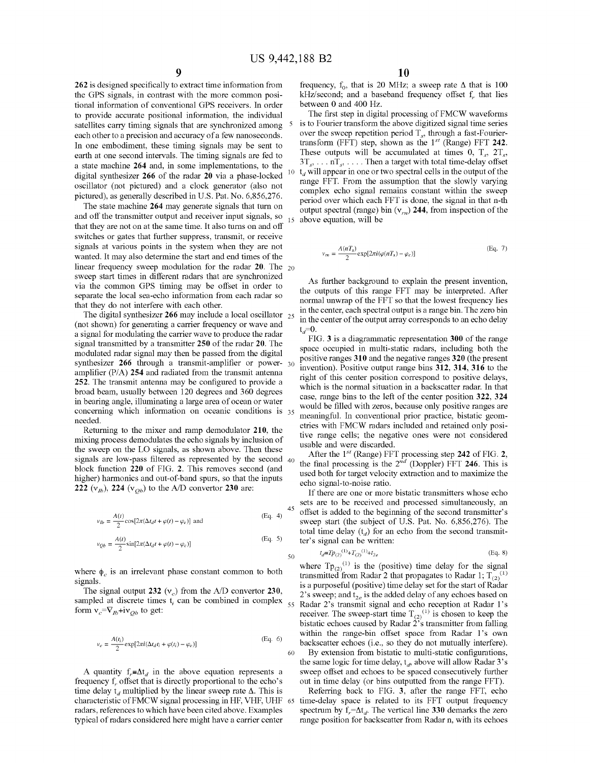262 is designed specifically to extract time information from the GPS signals, in contrast with the more common positional information of conventional GPS receivers. In order to provide accurate positional information, the individual satellites carry timing signals that are synchronized among each other to a precision and accuracy of a few nanoseconds. In one embodiment, these timing signals may be sent to earth at one second intervals. The timing signals are fed to a state machine 264 and, in some implementations, to the digital synthesizer 266 of the radar 20 via a phase-locked oscillator (not pictured) and a clock generator (also not pictured), as generally described in U.S. Pat. No. 6,856,276.

The state machine 264 may generate signals that turn on and off the transmitter output and receiver input signals, so that they are not on at the same time. It also turns on and off switches or gates that further suppress, transmit, or receive signals at various points in the system when they are not wanted. It may also determine the start and end times of the linear frequency sweep modulation for the radar 20. The sweep start times in different radars that are synchronized via the common GPS timing may be offset in order to separate the local sea-echo information from each radar so that they do not interfere with each other.

The digital synthesizer 266 may include a local oscillator (not shown) for generating a carrier frequency or wave and a signal for modulating the carrier wave to produce the radar signal transmitted by a transmitter 250 of the radar 20. The modulated radar signal may then be passed from the digital synthesizer 266 through a transmit-amplifier or power-amplifier (P/A) 254 and radiated from the transmit antenna 252. The transmit antenna may be configured to provide a broad beam, usually between 120 degrees and 360 degrees in bearing angle, illuminating a large area of ocean or water concerning which information on oceanic conditions is needed.

Returning to the mixer and ramp demodulator 210, the mixing process demodulates the echo signals by inclusion of the sweep on the LO signals, as shown above. Then these signals are low-pass filtered as represented by the second block function 220 of FIG. 2. This removes second (and higher) harmonics and out-of-band spurs, so that the inputs 222 ($v_{Ib}$), 224 ($v_{Qb}$) to the A/D convertor 230 are:

$$v_{Ib} = \frac{A(t)}{2}\cos[2\pi(\Delta t_d t + \varphi(t) - \varphi_c)] \text{ and} \quad \text{(Eq. 4)}$$

$$v_{Qb} = \frac{A(t)}{2}\sin[2\pi(\Delta t_d t + \varphi(t) - \varphi_c)] \quad \text{(Eq. 5)}$$

where $\phi_c$ is an irrelevant phase constant common to both signals.

The signal output 232 ($v_c$) from the A/D convertor 230, sampled at discrete times $t_i$ can be combined in complex form $v_c = V_{Ib} + iv_{Qb}$ to get:

$$v_c = \frac{A(t_i)}{2}\exp[2\pi i(\Delta t_d t_i + \varphi(t_i) - \varphi_c)] \quad \text{(Eq. 6)}$$

A quantity $f_r \equiv \Delta t_d$ in the above equation represents a frequency $f_r$ offset that is directly proportional to the echo's time delay $t_d$ multiplied by the linear sweep rate $\Delta$. This is characteristic of FMCW signal processing in HF, VHF, UHF radars, references to which have been cited above. Examples typical of radars considered here might have a carrier center frequency, $f_0$, that is 20 MHz; a sweep rate $\Delta$ that is 100 kHz/second; and a baseband frequency offset $f_r$ that lies between 0 and 400 Hz.

The first step in digital processing of FMCW waveforms is to Fourier transform the above digitized signal time series over the sweep repetition period $T_s$, through a fast-Fourier-transform (FFT) step, shown as the 1[st] (Range) FFT 242. These outputs will be accumulated at times 0, $T_s$, $2T_s$, $3T_s$, . . . $nT_s$, . . . . Then a target with total time-delay offset $t_d$ will appear in one or two spectral cells in the output of the range FFT. From the assumption that the slowly varying complex echo signal remains constant within the sweep period over which each FFT is done, the signal in that n-th output spectral (range) bin ($v_{rn}$) 244, from inspection of the above equation, will be

$$v_{rn} = \frac{A(nT_s)}{2}\exp[2\pi i(\varphi(nT_s) - \varphi_c)] \quad \text{(Eq. 7)}$$

As further background to explain the present invention, the outputs of this range FFT may be interpreted. After normal unwrap of the FFT so that the lowest frequency lies in the center, each spectral output is a range bin. The zero bin in the center of the output array corresponds to an echo delay $t_d = 0$.

FIG. 3 is a diagrammatic representation 300 of the range space occupied in multi-static radars, including both the positive ranges 310 and the negative ranges 320 (the present invention). Positive output range bins 312, 314, 316 to the right of this center position correspond to positive delays, which is the normal situation in a backscatter radar. In that case, range bins to the left of the center position 322, 324 would be filled with zeros, because only positive ranges are meaningful. In conventional prior practice, bistatic geometries with FMCW radars included and retained only positive range cells; the negative ones were not considered usable and were discarded.

After the 1[st] (Range) FFT processing step 242 of FIG. 2, the final processing is the 2[nd] (Doppler) FFT 246. This is used both for target velocity extraction and to maximize the echo signal-to-noise ratio.

If there are one or more bistatic transmitters whose echo sets are to be received and processed simultaneously, an offset is added to the beginning of the second transmitter's sweep start (the subject of U.S. Pat. No. 6,856,276). The total time delay ($t_d$) for an echo from the second transmitter's signal can be written:

$$t_d \equiv Tp_{(2)}^{(1)} + T_{(2)}^{(1)} + t_{2e} \quad \text{(Eq. 8)}$$

where $Tp_{(2)}^{(1)}$ is the (positive) time delay for the signal transmitted from Radar 2 that propagates to Radar 1; $T_{(2)}^{(1)}$ is a purposeful (positive) time delay set for the start of Radar 2's sweep; and $t_{2e}$ is the added delay of any echoes based on Radar 2's transmit signal and echo reception at Radar 1's receiver. The sweep-start time $T_{(2)}^{(1)}$ is chosen to keep the bistatic echoes caused by Radar 2's transmitter from falling within the range-bin offset space from Radar 1's own backscatter echoes (i.e., so they do not mutually interfere).

By extension from bistatic to multi-static configurations, the same logic for time delay, $t_d$, above will allow Radar 3's sweep offset and echoes to be spaced consecutively further out in time delay (or bins outputted from the range FFT).

Referring back to FIG. 3, after the range FFT, echo time-delay space is related to its FFT output frequency spectrum by $f_r = \Delta t_d$. The vertical line 330 demarks the zero range position for backscatter from Radar n, with its echoes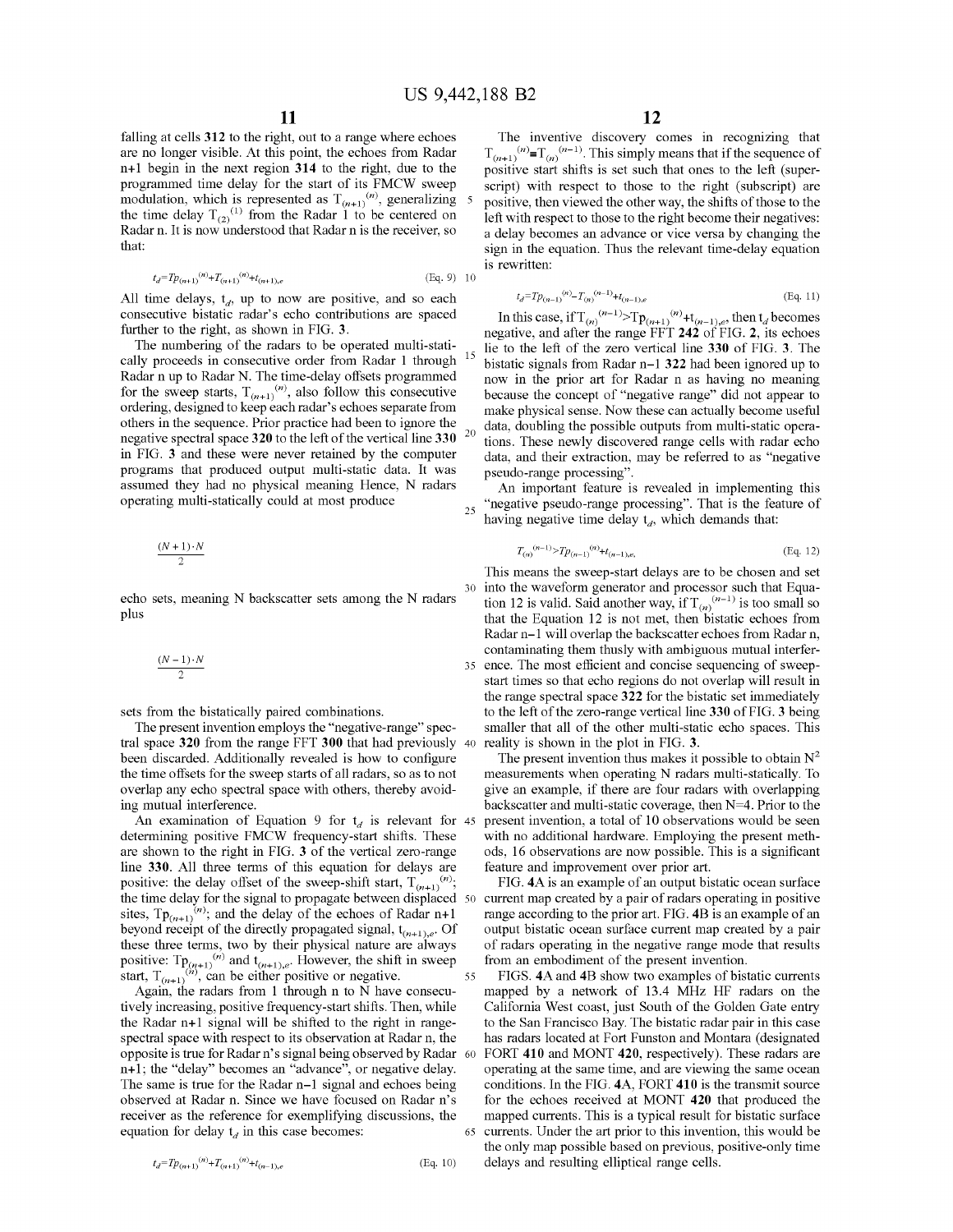falling at cells **312** to the right, out to a range where echoes are no longer visible. At this point, the echoes from Radar n+1 begin in the next region **314** to the right, due to the programmed time delay for the start of its FMCW sweep modulation, which is represented as $T_{(n+1)}^{(n)}$, generalizing the time delay $T_{(2)}^{(1)}$ from the Radar 1 to be centered on Radar n. It is now understood that Radar n is the receiver, so that:

$$t_d = Tp_{(n+1)}^{(n)} + T_{(n+1)}^{(n)} + t_{(n+1),e} \quad \text{(Eq. 9)}$$

All time delays, $t_d$, up to now are positive, and so each consecutive bistatic radar's echo contributions are spaced further to the right, as shown in FIG. **3**.

The numbering of the radars to be operated multi-statically proceeds in consecutive order from Radar 1 through Radar n up to Radar N. The time-delay offsets programmed for the sweep starts, $T_{(n+1)}^{(n)}$, also follow this consecutive ordering, designed to keep each radar's echoes separate from others in the sequence. Prior practice had been to ignore the negative spectral space **320** to the left of the vertical line **330** in FIG. **3** and these were never retained by the computer programs that produced output multi-static data. It was assumed they had no physical meaning Hence, N radars operating multi-statically could at most produce

$$\frac{(N+1)\cdot N}{2}$$

echo sets, meaning N backscatter sets among the N radars plus

$$\frac{(N-1)\cdot N}{2}$$

sets from the bistatically paired combinations.

The present invention employs the "negative-range" spectral space **320** from the range FFT **300** that had previously been discarded. Additionally revealed is how to configure the time offsets for the sweep starts of all radars, so as to not overlap any echo spectral space with others, thereby avoiding mutual interference.

An examination of Equation 9 for $t_d$ is relevant for determining positive FMCW frequency-start shifts. These are shown to the right in FIG. **3** of the vertical zero-range line **330**. All three terms of this equation for delays are positive: the delay offset of the sweep-shift start, $T_{(n+1)}^{(n)}$; the time delay for the signal to propagate between displaced sites, $Tp_{(n+1)}^{(n)}$; and the delay of the echoes of Radar n+1 beyond receipt of the directly propagated signal, $t_{(n+1),e}$. Of these three terms, two by their physical nature are always positive: $Tp_{(n+1)}^{(n)}$ and $t_{(n+1),e}$. However, the shift in sweep start, $T_{(n+1)}^{(n)}$, can be either positive or negative.

Again, the radars from 1 through n to N have consecutively increasing, positive frequency-start shifts. Then, while the Radar n+1 signal will be shifted to the right in range-spectral space with respect to its observation at Radar n, the opposite is true for Radar n's signal being observed by Radar n+1; the "delay" becomes an "advance", or negative delay. The same is true for the Radar n−1 signal and echoes being observed at Radar n. Since we have focused on Radar n's receiver as the reference for exemplifying discussions, the equation for delay $t_d$ in this case becomes:

$$t_d = Tp_{(n+1)}^{(n)} + T_{(n+1)}^{(n)} + t_{(n-1),e} \quad \text{(Eq. 10)}$$

The inventive discovery comes in recognizing that $T_{(n+1)}^{(n)} \equiv T_{(n)}^{(n-1)}$. This simply means that if the sequence of positive start shifts is set such that ones to the left (superscript) with respect to those to the right (subscript) are positive, then viewed the other way, the shifts of those to the left with respect to those to the right become their negatives: a delay becomes an advance or vice versa by changing the sign in the equation. Thus the relevant time-delay equation is rewritten:

$$t_d = Tp_{(n-1)}^{(n)} - T_{(n)}^{(n-1)} + t_{(n-1),e} \quad \text{(Eq. 11)}$$

In this case, if $T_{(n)}^{(n-1)} > Tp_{(n+1)}^{(n)} + t_{(n-1),e}$, then $t_d$ becomes negative, and after the range FFT **242** of FIG. **2**, its echoes lie to the left of the zero vertical line **330** of FIG. **3**. The bistatic signals from Radar n−1 **322** had been ignored up to now in the prior art for Radar n as having no meaning because the concept of "negative range" did not appear to make physical sense. Now these can actually become useful data, doubling the possible outputs from multi-static operations. These newly discovered range cells with radar echo data, and their extraction, may be referred to as "negative pseudo-range processing".

An important feature is revealed in implementing this "negative pseudo-range processing". That is the feature of having negative time delay $t_d$, which demands that:

$$T_{(n)}^{(n-1)} > Tp_{(n-1)}^{(n)} + t_{(n-1),e}, \quad \text{(Eq. 12)}$$

This means the sweep-start delays are to be chosen and set into the waveform generator and processor such that Equation 12 is valid. Said another way, if $T_{(n)}^{(n-1)}$ is too small so that the Equation 12 is not met, then bistatic echoes from Radar n−1 will overlap the backscatter echoes from Radar n, contaminating them thusly with ambiguous mutual interference. The most efficient and concise sequencing of sweep-start times so that echo regions do not overlap will result in the range spectral space **322** for the bistatic set immediately to the left of the zero-range vertical line **330** of FIG. **3** being smaller that all of the other multi-static echo spaces. This reality is shown in the plot in FIG. **3**.

The present invention thus makes it possible to obtain $N^2$ measurements when operating N radars multi-statically. To give an example, if there are four radars with overlapping backscatter and multi-static coverage, then N=4. Prior to the present invention, a total of 10 observations would be seen with no additional hardware. Employing the present methods, 16 observations are now possible. This is a significant feature and improvement over prior art.

FIG. **4A** is an example of an output bistatic ocean surface current map created by a pair of radars operating in positive range according to the prior art. FIG. **4B** is an example of an output bistatic ocean surface current map created by a pair of radars operating in the negative range mode that results from an embodiment of the present invention.

FIGS. **4A** and **4B** show two examples of bistatic currents mapped by a network of 13.4 MHz HF radars on the California West coast, just South of the Golden Gate entry to the San Francisco Bay. The bistatic radar pair in this case has radars located at Fort Funston and Montara (designated FORT **410** and MONT **420**, respectively). These radars are operating at the same time, and are viewing the same ocean conditions. In the FIG. **4A**, FORT **410** is the transmit source for the echoes received at MONT **420** that produced the mapped currents. This is a typical result for bistatic surface currents. Under the art prior to this invention, this would be the only map possible based on previous, positive-only time delays and resulting elliptical range cells.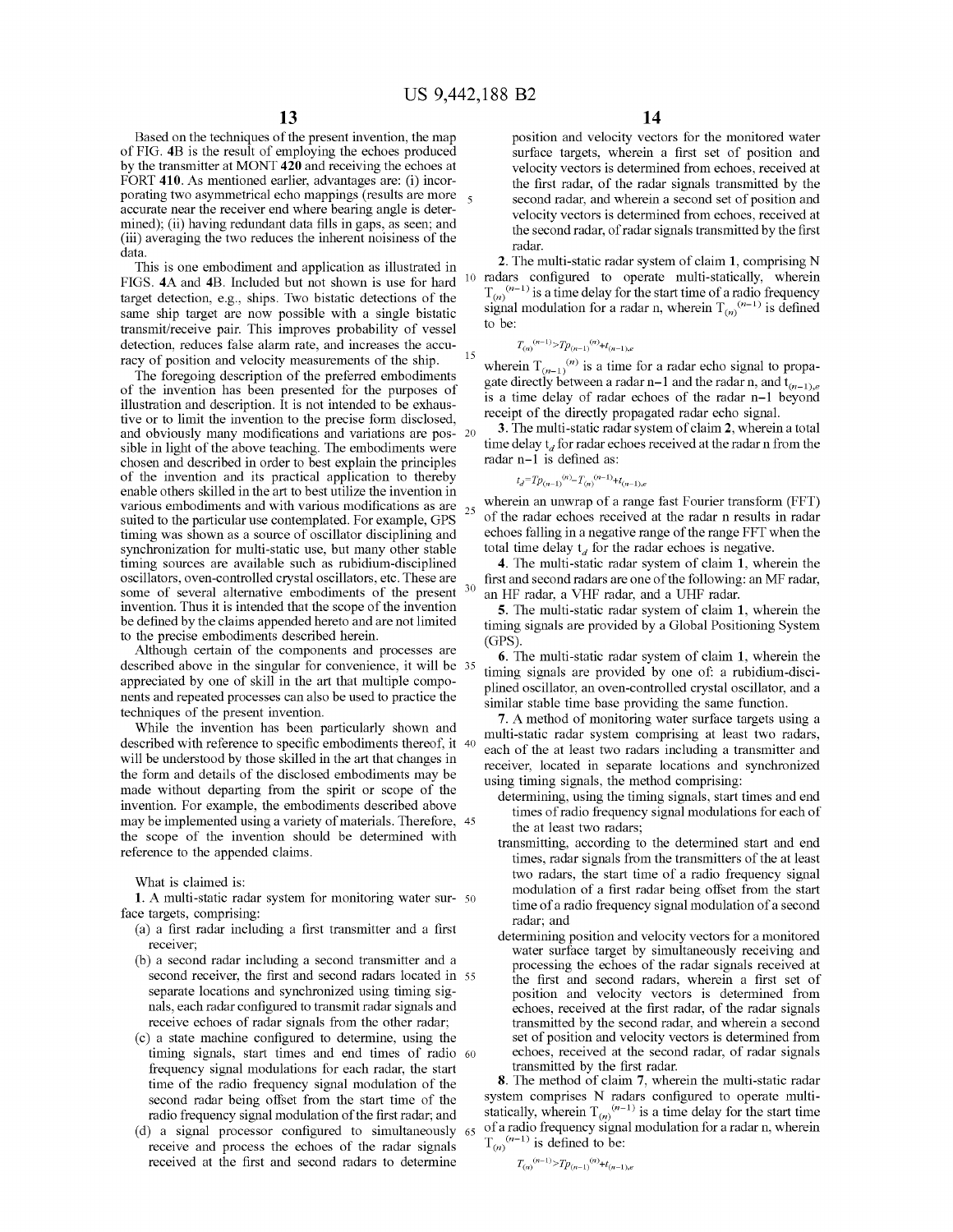Based on the techniques of the present invention, the map of FIG. 4B is the result of employing the echoes produced by the transmitter at MONT 420 and receiving the echoes at FORT 410. As mentioned earlier, advantages are: (i) incorporating two asymmetrical echo mappings (results are more accurate near the receiver end where bearing angle is determined); (ii) having redundant data fills in gaps, as seen; and (iii) averaging the two reduces the inherent noisiness of the data.

This is one embodiment and application as illustrated in FIGS. 4A and 4B. Included but not shown is use for hard target detection, e.g., ships. Two bistatic detections of the same ship target are now possible with a single bistatic transmit/receive pair. This improves probability of vessel detection, reduces false alarm rate, and increases the accuracy of position and velocity measurements of the ship.

The foregoing description of the preferred embodiments of the invention has been presented for the purposes of illustration and description. It is not intended to be exhaustive or to limit the invention to the precise form disclosed, and obviously many modifications and variations are possible in light of the above teaching. The embodiments were chosen and described in order to best explain the principles of the invention and its practical application to thereby enable others skilled in the art to best utilize the invention in various embodiments and with various modifications as are suited to the particular use contemplated. For example, GPS timing was shown as a source of oscillator disciplining and synchronization for multi-static use, but many other stable timing sources are available such as rubidium-disciplined oscillators, oven-controlled crystal oscillators, etc. These are some of several alternative embodiments of the present invention. Thus it is intended that the scope of the invention be defined by the claims appended hereto and are not limited to the precise embodiments described herein.

Although certain of the components and processes are described above in the singular for convenience, it will be appreciated by one of skill in the art that multiple components and repeated processes can also be used to practice the techniques of the present invention.

While the invention has been particularly shown and described with reference to specific embodiments thereof, it will be understood by those skilled in the art that changes in the form and details of the disclosed embodiments may be made without departing from the spirit or scope of the invention. For example, the embodiments described above may be implemented using a variety of materials. Therefore, the scope of the invention should be determined with reference to the appended claims.

What is claimed is:

1. A multi-static radar system for monitoring water surface targets, comprising:
   - (a) a first radar including a first transmitter and a first receiver;
   - (b) a second radar including a second transmitter and a second receiver, the first and second radars located in separate locations and synchronized using timing signals, each radar configured to transmit radar signals and receive echoes of radar signals from the other radar;
   - (c) a state machine configured to determine, using the timing signals, start times and end times of radio frequency signal modulations for each radar, the start time of the radio frequency signal modulation of the second radar being offset from the start time of the radio frequency signal modulation of the first radar; and
   - (d) a signal processor configured to simultaneously receive and process the echoes of the radar signals received at the first and second radars to determine position and velocity vectors for the monitored water surface targets, wherein a first set of position and velocity vectors is determined from echoes, received at the first radar, of the radar signals transmitted by the second radar, and wherein a second set of position and velocity vectors is determined from echoes, received at the second radar, of radar signals transmitted by the first radar.

2. The multi-static radar system of claim 1, comprising N radars configured to operate multi-statically, wherein $T_{(n)}^{(n-1)}$ is a time delay for the start time of a radio frequency signal modulation for a radar n, wherein $T_{(n)}^{(n-1)}$ is defined to be:

$$T_{(n)}^{(n-1)} > Tp_{(n-1)}^{(n)} + t_{(n-1),e}$$

wherein $T_{(n-1)}^{(n)}$ is a time for a radar echo signal to propagate directly between a radar n−1 and the radar n, and $t_{(n-1),e}$ is a time delay of radar echoes of the radar n−1 beyond receipt of the directly propagated radar echo signal.

3. The multi-static radar system of claim 2, wherein a total time delay $t_d$ for radar echoes received at the radar n from the radar n−1 is defined as:

$$t_d = Tp_{(n-1)}^{(n)} - T_{(n)}^{(n-1)} + t_{(n-1),e}$$

wherein an unwrap of a range fast Fourier transform (FFT) of the radar echoes received at the radar n results in radar echoes falling in a negative range of the range FFT when the total time delay $t_d$ for the radar echoes is negative.

4. The multi-static radar system of claim 1, wherein the first and second radars are one of the following: an MF radar, an HF radar, a VHF radar, and a UHF radar.

5. The multi-static radar system of claim 1, wherein the timing signals are provided by a Global Positioning System (GPS).

6. The multi-static radar system of claim 1, wherein the timing signals are provided by one of: a rubidium-disciplined oscillator, an oven-controlled crystal oscillator, and a similar stable time base providing the same function.

7. A method of monitoring water surface targets using a multi-static radar system comprising at least two radars, each of the at least two radars including a transmitter and receiver, located in separate locations and synchronized using timing signals, the method comprising:
   - determining, using the timing signals, start times and end times of radio frequency signal modulations for each of the at least two radars;
   - transmitting, according to the determined start and end times, radar signals from the transmitters of the at least two radars, the start time of a radio frequency signal modulation of a first radar being offset from the start time of a radio frequency signal modulation of a second radar; and
   - determining position and velocity vectors for a monitored water surface target by simultaneously receiving and processing the echoes of the radar signals received at the first and second radars, wherein a first set of position and velocity vectors is determined from echoes, received at the first radar, of the radar signals transmitted by the second radar, and wherein a second set of position and velocity vectors is determined from echoes, received at the second radar, of radar signals transmitted by the first radar.

8. The method of claim 7, wherein the multi-static radar system comprises N radars configured to operate multi-statically, wherein $T_{(n)}^{(n-1)}$ is a time delay for the start time of a radio frequency signal modulation for a radar n, wherein $T_{(n)}^{(n-1)}$ is defined to be:

$$T_{(n)}^{(n-1)} > Tp_{(n-1)}^{(n)} + t_{(n-1),e}$$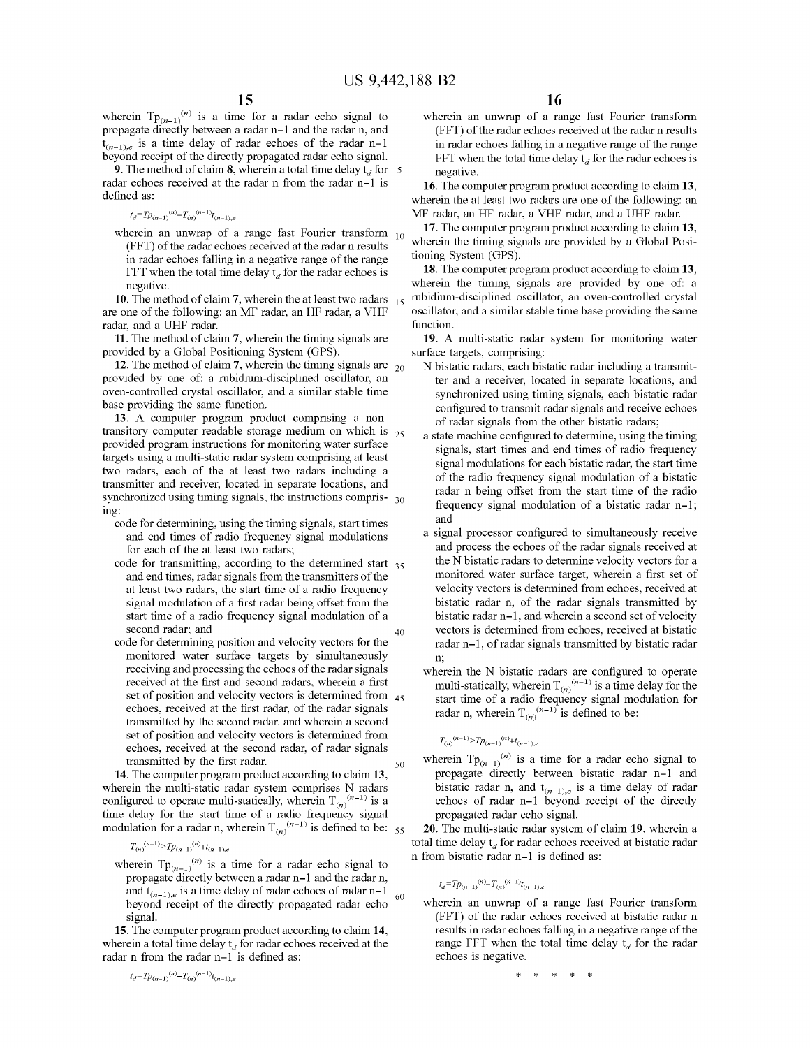wherein $Tp_{(n-1)}^{(n)}$ is a time for a radar echo signal to propagate directly between a radar n−1 and the radar n, and $t_{(n-1),e}$ is a time delay of radar echoes of the radar n−1 beyond receipt of the directly propagated radar echo signal.

**9**. The method of claim **8**, wherein a total time delay $t_d$ for radar echoes received at the radar n from the radar n−1 is defined as:

$$t_d = Tp_{(n-1)}^{(n)} - T_{(n)}^{(n-1)} t_{(n-1),e}$$

wherein an unwrap of a range fast Fourier transform (FFT) of the radar echoes received at the radar n results in radar echoes falling in a negative range of the range FFT when the total time delay $t_d$ for the radar echoes is negative.

**10**. The method of claim **7**, wherein the at least two radars are one of the following: an MF radar, an HF radar, a VHF radar, and a UHF radar.

**11**. The method of claim **7**, wherein the timing signals are provided by a Global Positioning System (GPS).

**12**. The method of claim **7**, wherein the timing signals are provided by one of: a rubidium-disciplined oscillator, an oven-controlled crystal oscillator, and a similar stable time base providing the same function.

**13**. A computer program product comprising a non-transitory computer readable storage medium on which is provided program instructions for monitoring water surface targets using a multi-static radar system comprising at least two radars, each of the at least two radars including a transmitter and receiver, located in separate locations, and synchronized using timing signals, the instructions comprising:

code for determining, using the timing signals, start times and end times of radio frequency signal modulations for each of the at least two radars;

code for transmitting, according to the determined start and end times, radar signals from the transmitters of the at least two radars, the start time of a radio frequency signal modulation of a first radar being offset from the start time of a radio frequency signal modulation of a second radar; and

code for determining position and velocity vectors for the monitored water surface targets by simultaneously receiving and processing the echoes of the radar signals received at the first and second radars, wherein a first set of position and velocity vectors is determined from echoes, received at the first radar, of the radar signals transmitted by the second radar, and wherein a second set of position and velocity vectors is determined from echoes, received at the second radar, of radar signals transmitted by the first radar.

**14**. The computer program product according to claim **13**, wherein the multi-static radar system comprises N radars configured to operate multi-statically, wherein $T_{(n)}^{(n-1)}$ is a time delay for the start time of a radio frequency signal modulation for a radar n, wherein $T_{(n)}^{(n-1)}$ is defined to be:

$$T_{(n)}^{(n-1)} > Tp_{(n-1)}^{(n)} + t_{(n-1),e}$$

wherein $Tp_{(n-1)}^{(n)}$ is a time for a radar echo signal to propagate directly between a radar n−1 and the radar n, and $t_{(n-1),e}$ is a time delay of radar echoes of radar n−1 beyond receipt of the directly propagated radar echo signal.

**15**. The computer program product according to claim **14**, wherein a total time delay $t_d$ for radar echoes received at the radar n from the radar n−1 is defined as:

$$t_d = Tp_{(n-1)}^{(n)} - T_{(n)}^{(n-1)} t_{(n-1),e}$$

wherein an unwrap of a range fast Fourier transform (FFT) of the radar echoes received at the radar n results in radar echoes falling in a negative range of the range FFT when the total time delay $t_d$ for the radar echoes is negative.

**16**. The computer program product according to claim **13**, wherein the at least two radars are one of the following: an MF radar, an HF radar, a VHF radar, and a UHF radar.

**17**. The computer program product according to claim **13**, wherein the timing signals are provided by a Global Positioning System (GPS).

**18**. The computer program product according to claim **13**, wherein the timing signals are provided by one of: a rubidium-disciplined oscillator, an oven-controlled crystal oscillator, and a similar stable time base providing the same function.

**19**. A multi-static radar system for monitoring water surface targets, comprising:

N bistatic radars, each bistatic radar including a transmitter and a receiver, located in separate locations, and synchronized using timing signals, each bistatic radar configured to transmit radar signals and receive echoes of radar signals from the other bistatic radars;

a state machine configured to determine, using the timing signals, start times and end times of radio frequency signal modulations for each bistatic radar, the start time of the radio frequency signal modulation of a bistatic radar n being offset from the start time of the radio frequency signal modulation of a bistatic radar n−1; and

a signal processor configured to simultaneously receive and process the echoes of the radar signals received at the N bistatic radars to determine velocity vectors for a monitored water surface target, wherein a first set of velocity vectors is determined from echoes, received at bistatic radar n, of the radar signals transmitted by bistatic radar n−1, and wherein a second set of velocity vectors is determined from echoes, received at bistatic radar n−1, of radar signals transmitted by bistatic radar n;

wherein the N bistatic radars are configured to operate multi-statically, wherein $T_{(n)}^{(n-1)}$ is a time delay for the start time of a radio frequency signal modulation for radar n, wherein $T_{(n)}^{(n-1)}$ is defined to be:

$$T_{(n)}^{(n-1)} > Tp_{(n-1)}^{(n)} + t_{(n-1),e}$$

wherein $Tp_{(n-1)}^{(n)}$ is a time for a radar echo signal to propagate directly between bistatic radar n−1 and bistatic radar n, and $t_{(n-1),e}$ is a time delay of radar echoes of radar n−1 beyond receipt of the directly propagated radar echo signal.

**20**. The multi-static radar system of claim **19**, wherein a total time delay $t_d$ for radar echoes received at bistatic radar n from bistatic radar n−1 is defined as:

$$t_d = Tp_{(n-1)}^{(n)} - T_{(n)}^{(n-1)} t_{(n-1),e}$$

wherein an unwrap of a range fast Fourier transform (FFT) of the radar echoes received at bistatic radar n results in radar echoes falling in a negative range of the range FFT when the total time delay $t_d$ for the radar echoes is negative.

* * * * *